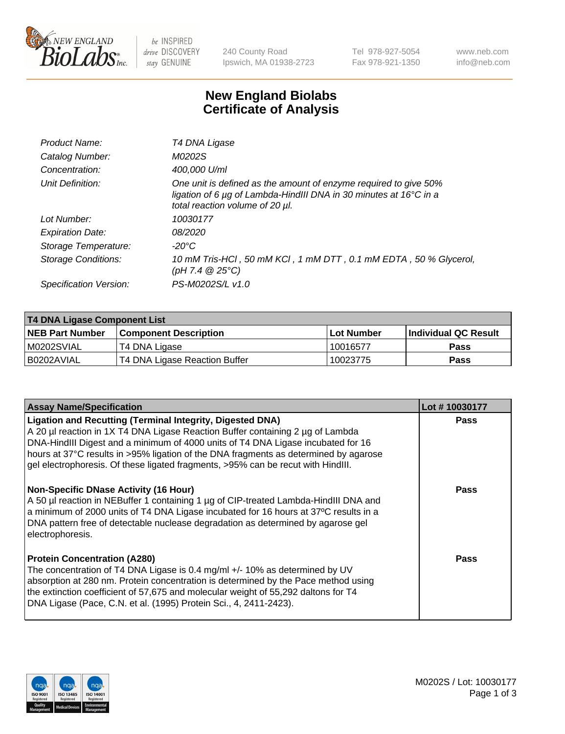# New England Biolabs Certificate of Analysis

| | |
|---|---|
| Product Name: | *T4 DNA Ligase* |
| Catalog Number: | *M0202S* |
| Concentration: | *400,000 U/ml* |
| Unit Definition: | *One unit is defined as the amount of enzyme required to give 50% ligation of 6 µg of Lambda-HindIII DNA in 30 minutes at 16°C in a total reaction volume of 20 µl.* |
| Lot Number: | *10030177* |
| Expiration Date: | *08/2020* |
| Storage Temperature: | *-20°C* |
| Storage Conditions: | *10 mM Tris-HCl , 50 mM KCl , 1 mM DTT , 0.1 mM EDTA , 50 % Glycerol, (pH 7.4 @ 25°C)* |
| Specification Version: | *PS-M0202S/L v1.0* |

| T4 DNA Ligase Component List | | | |
|---|---|---|---|
| **NEB Part Number** | **Component Description** | **Lot Number** | **Individual QC Result** |
| M0202SVIAL | T4 DNA Ligase | 10016577 | **Pass** |
| B0202AVIAL | T4 DNA Ligase Reaction Buffer | 10023775 | **Pass** |

| Assay Name/Specification | Lot # 10030177 |
|---|---|
| **Ligation and Recutting (Terminal Integrity, Digested DNA)**<br>A 20 µl reaction in 1X T4 DNA Ligase Reaction Buffer containing 2 µg of Lambda DNA-HindIII Digest and a minimum of 4000 units of T4 DNA Ligase incubated for 16 hours at 37°C results in >95% ligation of the DNA fragments as determined by agarose gel electrophoresis. Of these ligated fragments, >95% can be recut with HindIII. | **Pass** |
| **Non-Specific DNase Activity (16 Hour)**<br>A 50 µl reaction in NEBuffer 1 containing 1 µg of CIP-treated Lambda-HindIII DNA and a minimum of 2000 units of T4 DNA Ligase incubated for 16 hours at 37ºC results in a DNA pattern free of detectable nuclease degradation as determined by agarose gel electrophoresis. | **Pass** |
| **Protein Concentration (A280)**<br>The concentration of T4 DNA Ligase is 0.4 mg/ml +/- 10% as determined by UV absorption at 280 nm. Protein concentration is determined by the Pace method using the extinction coefficient of 57,675 and molecular weight of 55,292 daltons for T4 DNA Ligase (Pace, C.N. et al. (1995) Protein Sci., 4, 2411-2423). | **Pass** |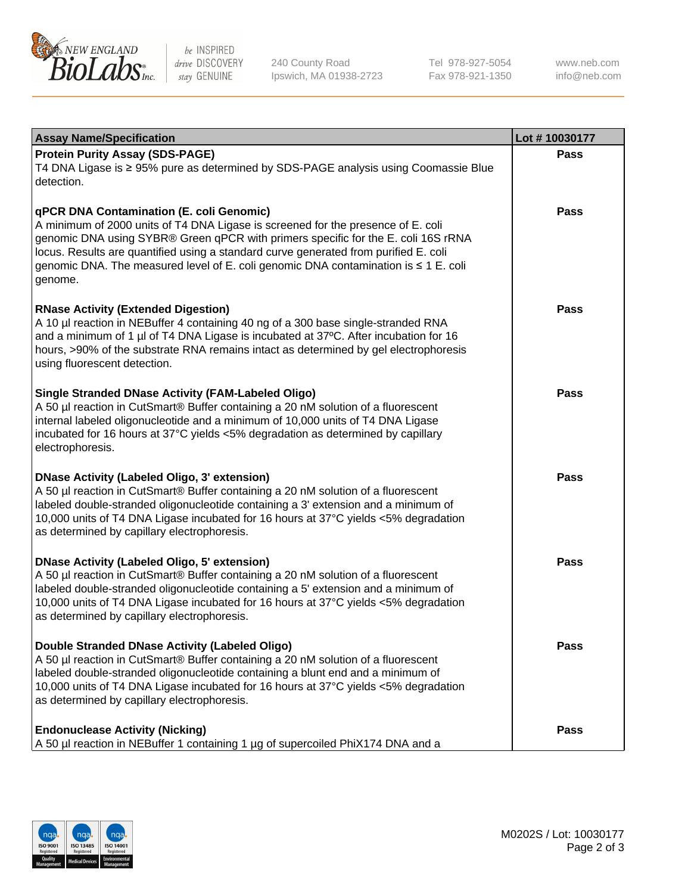| Assay Name/Specification | Lot # 10030177 |
| --- | --- |
| **Protein Purity Assay (SDS-PAGE)**<br>T4 DNA Ligase is ≥ 95% pure as determined by SDS-PAGE analysis using Coomassie Blue detection. | **Pass** |
| **qPCR DNA Contamination (E. coli Genomic)**<br>A minimum of 2000 units of T4 DNA Ligase is screened for the presence of E. coli genomic DNA using SYBR® Green qPCR with primers specific for the E. coli 16S rRNA locus. Results are quantified using a standard curve generated from purified E. coli genomic DNA. The measured level of E. coli genomic DNA contamination is ≤ 1 E. coli genome. | **Pass** |
| **RNase Activity (Extended Digestion)**<br>A 10 µl reaction in NEBuffer 4 containing 40 ng of a 300 base single-stranded RNA and a minimum of 1 µl of T4 DNA Ligase is incubated at 37ºC. After incubation for 16 hours, >90% of the substrate RNA remains intact as determined by gel electrophoresis using fluorescent detection. | **Pass** |
| **Single Stranded DNase Activity (FAM-Labeled Oligo)**<br>A 50 µl reaction in CutSmart® Buffer containing a 20 nM solution of a fluorescent internal labeled oligonucleotide and a minimum of 10,000 units of T4 DNA Ligase incubated for 16 hours at 37°C yields <5% degradation as determined by capillary electrophoresis. | **Pass** |
| **DNase Activity (Labeled Oligo, 3' extension)**<br>A 50 µl reaction in CutSmart® Buffer containing a 20 nM solution of a fluorescent labeled double-stranded oligonucleotide containing a 3' extension and a minimum of 10,000 units of T4 DNA Ligase incubated for 16 hours at 37°C yields <5% degradation as determined by capillary electrophoresis. | **Pass** |
| **DNase Activity (Labeled Oligo, 5' extension)**<br>A 50 µl reaction in CutSmart® Buffer containing a 20 nM solution of a fluorescent labeled double-stranded oligonucleotide containing a 5' extension and a minimum of 10,000 units of T4 DNA Ligase incubated for 16 hours at 37°C yields <5% degradation as determined by capillary electrophoresis. | **Pass** |
| **Double Stranded DNase Activity (Labeled Oligo)**<br>A 50 µl reaction in CutSmart® Buffer containing a 20 nM solution of a fluorescent labeled double-stranded oligonucleotide containing a blunt end and a minimum of 10,000 units of T4 DNA Ligase incubated for 16 hours at 37°C yields <5% degradation as determined by capillary electrophoresis. | **Pass** |
| **Endonuclease Activity (Nicking)**<br>A 50 µl reaction in NEBuffer 1 containing 1 µg of supercoiled PhiX174 DNA and a | **Pass** |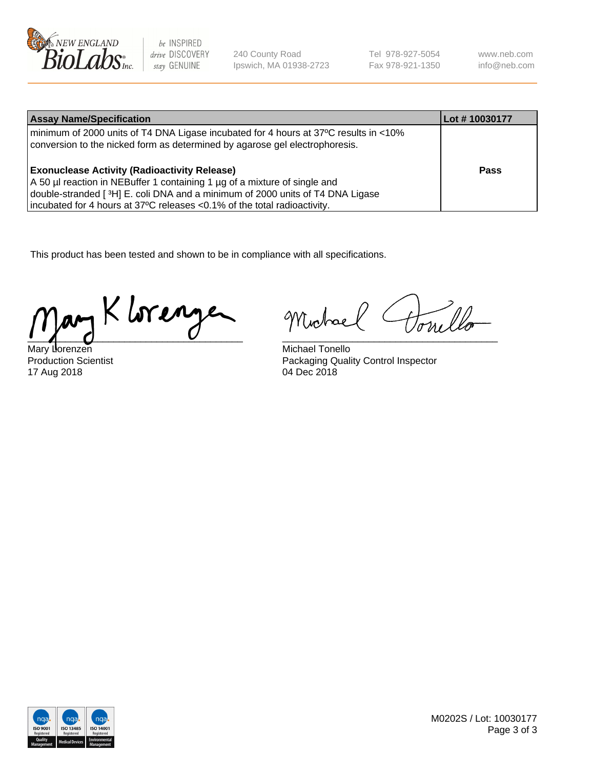240 County Road
Ipswich, MA 01938-2723

Tel 978-927-5054
Fax 978-921-1350

www.neb.com
info@neb.com

| Assay Name/Specification | Lot # 10030177 |
| --- | --- |
| minimum of 2000 units of T4 DNA Ligase incubated for 4 hours at 37ºC results in <10% conversion to the nicked form as determined by agarose gel electrophoresis. | |
| **Exonuclease Activity (Radioactivity Release)**<br>A 50 µl reaction in NEBuffer 1 containing 1 µg of a mixture of single and double-stranded [ $^3H$] E. coli DNA and a minimum of 2000 units of T4 DNA Ligase incubated for 4 hours at 37ºC releases <0.1% of the total radioactivity. | **Pass** |

This product has been tested and shown to be in compliance with all specifications.

Mary Lorenzen
Production Scientist
17 Aug 2018

Michael Tonello
Packaging Quality Control Inspector
04 Dec 2018

M0202S / Lot: 10030177